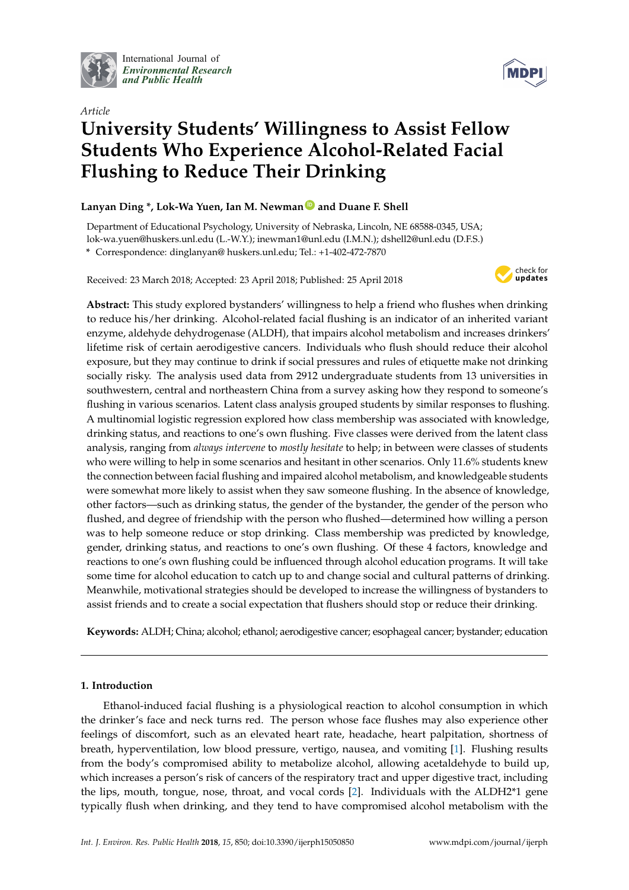International Journal of
*Environmental Research and Public Health*

*Article*

# University Students' Willingness to Assist Fellow Students Who Experience Alcohol-Related Facial Flushing to Reduce Their Drinking

**Lanyan Ding \*, Lok-Wa Yuen, Ian M. Newman and Duane F. Shell**

Department of Educational Psychology, University of Nebraska, Lincoln, NE 68588-0345, USA; lok-wa.yuen@huskers.unl.edu (L.-W.Y.); inewman1@unl.edu (I.M.N.); dshell2@unl.edu (D.F.S.)
\* Correspondence: dinglanyan@ huskers.unl.edu; Tel.: +1-402-472-7870

Received: 23 March 2018; Accepted: 23 April 2018; Published: 25 April 2018

**Abstract:** This study explored bystanders' willingness to help a friend who flushes when drinking to reduce his/her drinking. Alcohol-related facial flushing is an indicator of an inherited variant enzyme, aldehyde dehydrogenase (ALDH), that impairs alcohol metabolism and increases drinkers' lifetime risk of certain aerodigestive cancers. Individuals who flush should reduce their alcohol exposure, but they may continue to drink if social pressures and rules of etiquette make not drinking socially risky. The analysis used data from 2912 undergraduate students from 13 universities in southwestern, central and northeastern China from a survey asking how they respond to someone's flushing in various scenarios. Latent class analysis grouped students by similar responses to flushing. A multinomial logistic regression explored how class membership was associated with knowledge, drinking status, and reactions to one's own flushing. Five classes were derived from the latent class analysis, ranging from *always intervene* to *mostly hesitate* to help; in between were classes of students who were willing to help in some scenarios and hesitant in other scenarios. Only 11.6% students knew the connection between facial flushing and impaired alcohol metabolism, and knowledgeable students were somewhat more likely to assist when they saw someone flushing. In the absence of knowledge, other factors—such as drinking status, the gender of the bystander, the gender of the person who flushed, and degree of friendship with the person who flushed—determined how willing a person was to help someone reduce or stop drinking. Class membership was predicted by knowledge, gender, drinking status, and reactions to one's own flushing. Of these 4 factors, knowledge and reactions to one's own flushing could be influenced through alcohol education programs. It will take some time for alcohol education to catch up to and change social and cultural patterns of drinking. Meanwhile, motivational strategies should be developed to increase the willingness of bystanders to assist friends and to create a social expectation that flushers should stop or reduce their drinking.

**Keywords:** ALDH; China; alcohol; ethanol; aerodigestive cancer; esophageal cancer; bystander; education

## 1. Introduction

Ethanol-induced facial flushing is a physiological reaction to alcohol consumption in which the drinker's face and neck turns red. The person whose face flushes may also experience other feelings of discomfort, such as an elevated heart rate, headache, heart palpitation, shortness of breath, hyperventilation, low blood pressure, vertigo, nausea, and vomiting [1]. Flushing results from the body's compromised ability to metabolize alcohol, allowing acetaldehyde to build up, which increases a person's risk of cancers of the respiratory tract and upper digestive tract, including the lips, mouth, tongue, nose, throat, and vocal cords [2]. Individuals with the ALDH2\*1 gene typically flush when drinking, and they tend to have compromised alcohol metabolism with the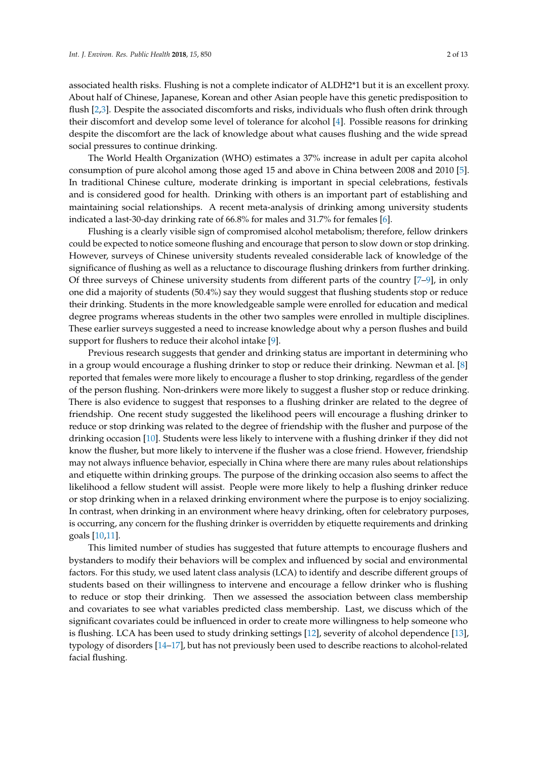associated health risks. Flushing is not a complete indicator of ALDH2*1 but it is an excellent proxy. About half of Chinese, Japanese, Korean and other Asian people have this genetic predisposition to flush [2,3]. Despite the associated discomforts and risks, individuals who flush often drink through their discomfort and develop some level of tolerance for alcohol [4]. Possible reasons for drinking despite the discomfort are the lack of knowledge about what causes flushing and the wide spread social pressures to continue drinking.

The World Health Organization (WHO) estimates a 37% increase in adult per capita alcohol consumption of pure alcohol among those aged 15 and above in China between 2008 and 2010 [5]. In traditional Chinese culture, moderate drinking is important in special celebrations, festivals and is considered good for health. Drinking with others is an important part of establishing and maintaining social relationships. A recent meta-analysis of drinking among university students indicated a last-30-day drinking rate of 66.8% for males and 31.7% for females [6].

Flushing is a clearly visible sign of compromised alcohol metabolism; therefore, fellow drinkers could be expected to notice someone flushing and encourage that person to slow down or stop drinking. However, surveys of Chinese university students revealed considerable lack of knowledge of the significance of flushing as well as a reluctance to discourage flushing drinkers from further drinking. Of three surveys of Chinese university students from different parts of the country [7–9], in only one did a majority of students (50.4%) say they would suggest that flushing students stop or reduce their drinking. Students in the more knowledgeable sample were enrolled for education and medical degree programs whereas students in the other two samples were enrolled in multiple disciplines. These earlier surveys suggested a need to increase knowledge about why a person flushes and build support for flushers to reduce their alcohol intake [9].

Previous research suggests that gender and drinking status are important in determining who in a group would encourage a flushing drinker to stop or reduce their drinking. Newman et al. [8] reported that females were more likely to encourage a flusher to stop drinking, regardless of the gender of the person flushing. Non-drinkers were more likely to suggest a flusher stop or reduce drinking. There is also evidence to suggest that responses to a flushing drinker are related to the degree of friendship. One recent study suggested the likelihood peers will encourage a flushing drinker to reduce or stop drinking was related to the degree of friendship with the flusher and purpose of the drinking occasion [10]. Students were less likely to intervene with a flushing drinker if they did not know the flusher, but more likely to intervene if the flusher was a close friend. However, friendship may not always influence behavior, especially in China where there are many rules about relationships and etiquette within drinking groups. The purpose of the drinking occasion also seems to affect the likelihood a fellow student will assist. People were more likely to help a flushing drinker reduce or stop drinking when in a relaxed drinking environment where the purpose is to enjoy socializing. In contrast, when drinking in an environment where heavy drinking, often for celebratory purposes, is occurring, any concern for the flushing drinker is overridden by etiquette requirements and drinking goals [10,11].

This limited number of studies has suggested that future attempts to encourage flushers and bystanders to modify their behaviors will be complex and influenced by social and environmental factors. For this study, we used latent class analysis (LCA) to identify and describe different groups of students based on their willingness to intervene and encourage a fellow drinker who is flushing to reduce or stop their drinking. Then we assessed the association between class membership and covariates to see what variables predicted class membership. Last, we discuss which of the significant covariates could be influenced in order to create more willingness to help someone who is flushing. LCA has been used to study drinking settings [12], severity of alcohol dependence [13], typology of disorders [14–17], but has not previously been used to describe reactions to alcohol-related facial flushing.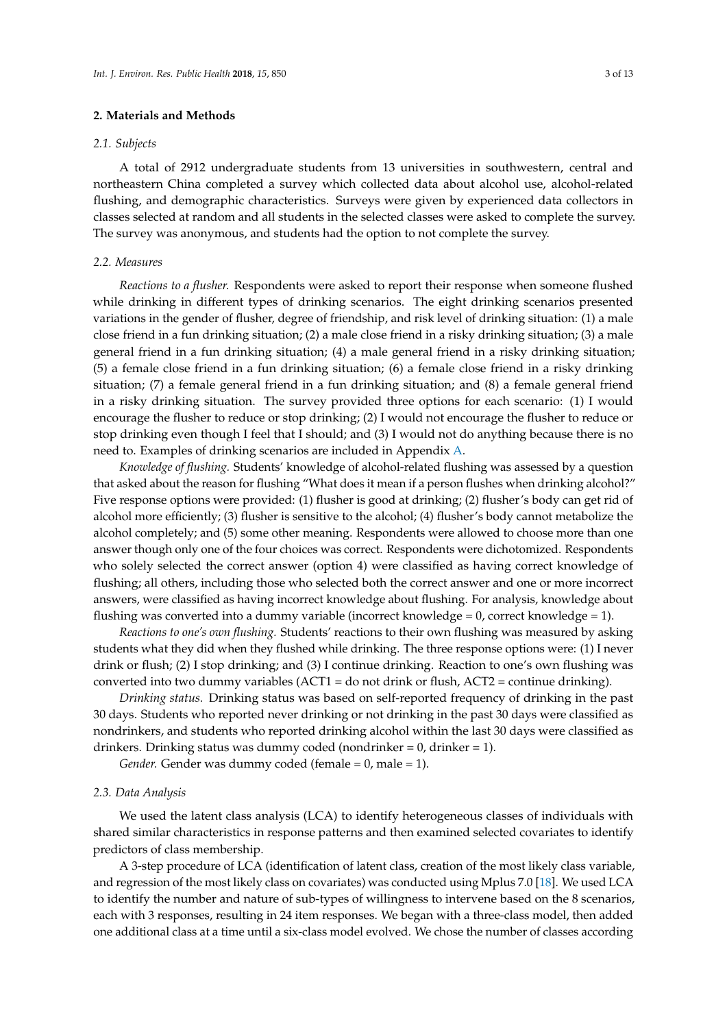## 2. Materials and Methods

### 2.1. Subjects

A total of 2912 undergraduate students from 13 universities in southwestern, central and northeastern China completed a survey which collected data about alcohol use, alcohol-related flushing, and demographic characteristics. Surveys were given by experienced data collectors in classes selected at random and all students in the selected classes were asked to complete the survey. The survey was anonymous, and students had the option to not complete the survey.

### 2.2. Measures

*Reactions to a flusher.* Respondents were asked to report their response when someone flushed while drinking in different types of drinking scenarios. The eight drinking scenarios presented variations in the gender of flusher, degree of friendship, and risk level of drinking situation: (1) a male close friend in a fun drinking situation; (2) a male close friend in a risky drinking situation; (3) a male general friend in a fun drinking situation; (4) a male general friend in a risky drinking situation; (5) a female close friend in a fun drinking situation; (6) a female close friend in a risky drinking situation; (7) a female general friend in a fun drinking situation; and (8) a female general friend in a risky drinking situation. The survey provided three options for each scenario: (1) I would encourage the flusher to reduce or stop drinking; (2) I would not encourage the flusher to reduce or stop drinking even though I feel that I should; and (3) I would not do anything because there is no need to. Examples of drinking scenarios are included in Appendix A.

*Knowledge of flushing.* Students' knowledge of alcohol-related flushing was assessed by a question that asked about the reason for flushing "What does it mean if a person flushes when drinking alcohol?" Five response options were provided: (1) flusher is good at drinking; (2) flusher's body can get rid of alcohol more efficiently; (3) flusher is sensitive to the alcohol; (4) flusher's body cannot metabolize the alcohol completely; and (5) some other meaning. Respondents were allowed to choose more than one answer though only one of the four choices was correct. Respondents were dichotomized. Respondents who solely selected the correct answer (option 4) were classified as having correct knowledge of flushing; all others, including those who selected both the correct answer and one or more incorrect answers, were classified as having incorrect knowledge about flushing. For analysis, knowledge about flushing was converted into a dummy variable (incorrect knowledge = 0, correct knowledge = 1).

*Reactions to one's own flushing.* Students' reactions to their own flushing was measured by asking students what they did when they flushed while drinking. The three response options were: (1) I never drink or flush; (2) I stop drinking; and (3) I continue drinking. Reaction to one's own flushing was converted into two dummy variables (ACT1 = do not drink or flush, ACT2 = continue drinking).

*Drinking status.* Drinking status was based on self-reported frequency of drinking in the past 30 days. Students who reported never drinking or not drinking in the past 30 days were classified as nondrinkers, and students who reported drinking alcohol within the last 30 days were classified as drinkers. Drinking status was dummy coded (nondrinker = 0, drinker = 1).

*Gender.* Gender was dummy coded (female = 0, male = 1).

### 2.3. Data Analysis

We used the latent class analysis (LCA) to identify heterogeneous classes of individuals with shared similar characteristics in response patterns and then examined selected covariates to identify predictors of class membership.

A 3-step procedure of LCA (identification of latent class, creation of the most likely class variable, and regression of the most likely class on covariates) was conducted using Mplus 7.0 [18]. We used LCA to identify the number and nature of sub-types of willingness to intervene based on the 8 scenarios, each with 3 responses, resulting in 24 item responses. We began with a three-class model, then added one additional class at a time until a six-class model evolved. We chose the number of classes according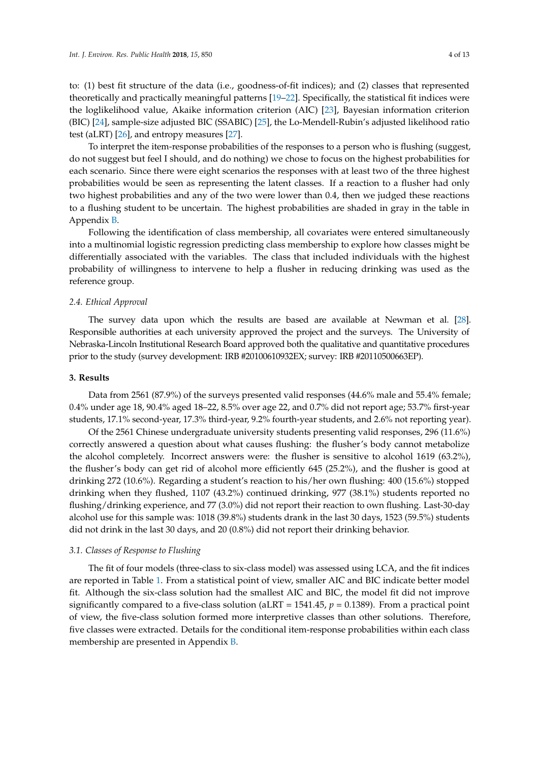to: (1) best fit structure of the data (i.e., goodness-of-fit indices); and (2) classes that represented theoretically and practically meaningful patterns [19–22]. Specifically, the statistical fit indices were the loglikelihood value, Akaike information criterion (AIC) [23], Bayesian information criterion (BIC) [24], sample-size adjusted BIC (SSABIC) [25], the Lo-Mendell-Rubin's adjusted likelihood ratio test (aLRT) [26], and entropy measures [27].

To interpret the item-response probabilities of the responses to a person who is flushing (suggest, do not suggest but feel I should, and do nothing) we chose to focus on the highest probabilities for each scenario. Since there were eight scenarios the responses with at least two of the three highest probabilities would be seen as representing the latent classes. If a reaction to a flusher had only two highest probabilities and any of the two were lower than 0.4, then we judged these reactions to a flushing student to be uncertain. The highest probabilities are shaded in gray in the table in Appendix B.

Following the identification of class membership, all covariates were entered simultaneously into a multinomial logistic regression predicting class membership to explore how classes might be differentially associated with the variables. The class that included individuals with the highest probability of willingness to intervene to help a flusher in reducing drinking was used as the reference group.

### 2.4. Ethical Approval

The survey data upon which the results are based are available at Newman et al. [28]. Responsible authorities at each university approved the project and the surveys. The University of Nebraska-Lincoln Institutional Research Board approved both the qualitative and quantitative procedures prior to the study (survey development: IRB #20100610932EX; survey: IRB #20110500663EP).

## 3. Results

Data from 2561 (87.9%) of the surveys presented valid responses (44.6% male and 55.4% female; 0.4% under age 18, 90.4% aged 18–22, 8.5% over age 22, and 0.7% did not report age; 53.7% first-year students, 17.1% second-year, 17.3% third-year, 9.2% fourth-year students, and 2.6% not reporting year).

Of the 2561 Chinese undergraduate university students presenting valid responses, 296 (11.6%) correctly answered a question about what causes flushing: the flusher's body cannot metabolize the alcohol completely. Incorrect answers were: the flusher is sensitive to alcohol 1619 (63.2%), the flusher's body can get rid of alcohol more efficiently 645 (25.2%), and the flusher is good at drinking 272 (10.6%). Regarding a student's reaction to his/her own flushing: 400 (15.6%) stopped drinking when they flushed, 1107 (43.2%) continued drinking, 977 (38.1%) students reported no flushing/drinking experience, and 77 (3.0%) did not report their reaction to own flushing. Last-30-day alcohol use for this sample was: 1018 (39.8%) students drank in the last 30 days, 1523 (59.5%) students did not drink in the last 30 days, and 20 (0.8%) did not report their drinking behavior.

### 3.1. Classes of Response to Flushing

The fit of four models (three-class to six-class model) was assessed using LCA, and the fit indices are reported in Table 1. From a statistical point of view, smaller AIC and BIC indicate better model fit. Although the six-class solution had the smallest AIC and BIC, the model fit did not improve significantly compared to a five-class solution (aLRT = 1541.45, $p = 0.1389$). From a practical point of view, the five-class solution formed more interpretive classes than other solutions. Therefore, five classes were extracted. Details for the conditional item-response probabilities within each class membership are presented in Appendix B.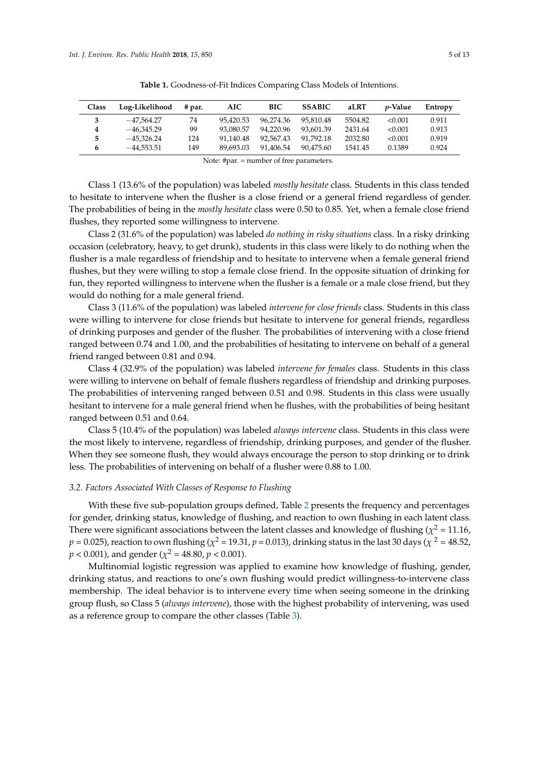**Table 1.** Goodness-of-Fit Indices Comparing Class Models of Intentions.

| Class | Log-Likelihood | # par. | AIC | BIC | SSABIC | aLRT | *p*-Value | Entropy |
|---|---|---|---|---|---|---|---|---|
| **3** | −47,564.27 | 74 | 95,420.53 | 96,274.36 | 95,810.48 | 5504.82 | <0.001 | 0.911 |
| **4** | −46,345.29 | 99 | 93,080.57 | 94,220.96 | 93,601.39 | 2431.64 | <0.001 | 0.913 |
| **5** | −45,326.24 | 124 | 91,140.48 | 92,567.43 | 91,792.18 | 2032.80 | <0.001 | 0.919 |
| **6** | −44,553.51 | 149 | 89,693.03 | 91,406.54 | 90,475.60 | 1541.45 | 0.1389 | 0.924 |

Note: #par. = number of free parameters.

Class 1 (13.6% of the population) was labeled *mostly hesitate* class. Students in this class tended to hesitate to intervene when the flusher is a close friend or a general friend regardless of gender. The probabilities of being in the *mostly hesitate* class were 0.50 to 0.85. Yet, when a female close friend flushes, they reported some willingness to intervene.

Class 2 (31.6% of the population) was labeled *do nothing in risky situations* class. In a risky drinking occasion (celebratory, heavy, to get drunk), students in this class were likely to do nothing when the flusher is a male regardless of friendship and to hesitate to intervene when a female general friend flushes, but they were willing to stop a female close friend. In the opposite situation of drinking for fun, they reported willingness to intervene when the flusher is a female or a male close friend, but they would do nothing for a male general friend.

Class 3 (11.6% of the population) was labeled *intervene for close friends* class. Students in this class were willing to intervene for close friends but hesitate to intervene for general friends, regardless of drinking purposes and gender of the flusher. The probabilities of intervening with a close friend ranged between 0.74 and 1.00, and the probabilities of hesitating to intervene on behalf of a general friend ranged between 0.81 and 0.94.

Class 4 (32.9% of the population) was labeled *intervene for females* class. Students in this class were willing to intervene on behalf of female flushers regardless of friendship and drinking purposes. The probabilities of intervening ranged between 0.51 and 0.98. Students in this class were usually hesitant to intervene for a male general friend when he flushes, with the probabilities of being hesitant ranged between 0.51 and 0.64.

Class 5 (10.4% of the population) was labeled *always intervene* class. Students in this class were the most likely to intervene, regardless of friendship, drinking purposes, and gender of the flusher. When they see someone flush, they would always encourage the person to stop drinking or to drink less. The probabilities of intervening on behalf of a flusher were 0.88 to 1.00.

### *3.2. Factors Associated With Classes of Response to Flushing*

With these five sub-population groups defined, Table 2 presents the frequency and percentages for gender, drinking status, knowledge of flushing, and reaction to own flushing in each latent class. There were significant associations between the latent classes and knowledge of flushing ($\chi^2 = 11.16$, $p = 0.025$), reaction to own flushing ($\chi^2 = 19.31$, $p = 0.013$), drinking status in the last 30 days ($\chi^2 = 48.52$, $p < 0.001$), and gender ($\chi^2 = 48.80$, $p < 0.001$).

Multinomial logistic regression was applied to examine how knowledge of flushing, gender, drinking status, and reactions to one's own flushing would predict willingness-to-intervene class membership. The ideal behavior is to intervene every time when seeing someone in the drinking group flush, so Class 5 (*always intervene*), those with the highest probability of intervening, was used as a reference group to compare the other classes (Table 3).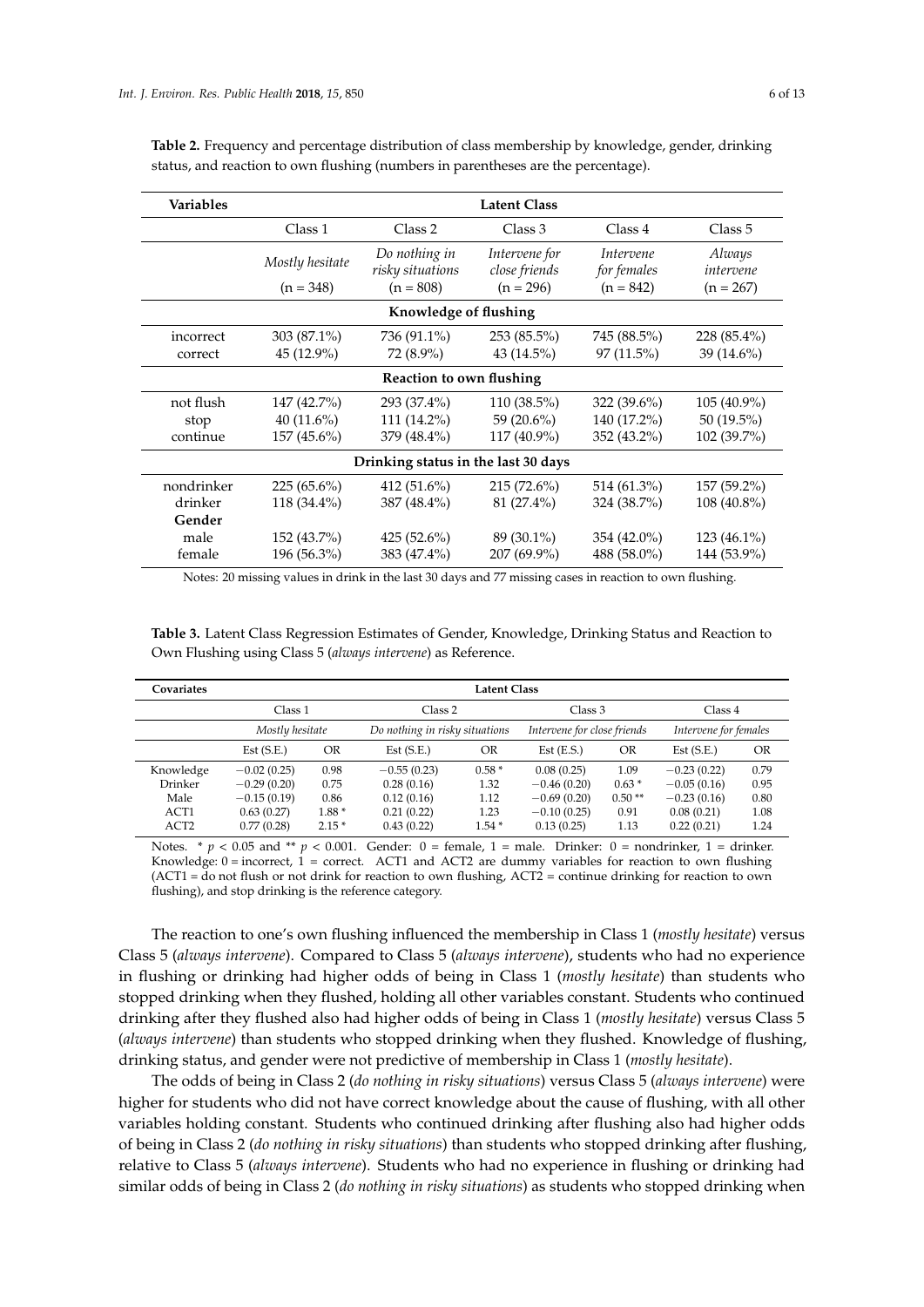**Table 2.** Frequency and percentage distribution of class membership by knowledge, gender, drinking status, and reaction to own flushing (numbers in parentheses are the percentage).

| Variables | Latent Class | | | | |
|---|---|---|---|---|---|
| | Class 1 | Class 2 | Class 3 | Class 4 | Class 5 |
| | *Mostly hesitate* (n = 348) | *Do nothing in risky situations* (n = 808) | *Intervene for close friends* (n = 296) | *Intervene for females* (n = 842) | *Always intervene* (n = 267) |
| **Knowledge of flushing** | | | | | |
| incorrect | 303 (87.1%) | 736 (91.1%) | 253 (85.5%) | 745 (88.5%) | 228 (85.4%) |
| correct | 45 (12.9%) | 72 (8.9%) | 43 (14.5%) | 97 (11.5%) | 39 (14.6%) |
| **Reaction to own flushing** | | | | | |
| not flush | 147 (42.7%) | 293 (37.4%) | 110 (38.5%) | 322 (39.6%) | 105 (40.9%) |
| stop | 40 (11.6%) | 111 (14.2%) | 59 (20.6%) | 140 (17.2%) | 50 (19.5%) |
| continue | 157 (45.6%) | 379 (48.4%) | 117 (40.9%) | 352 (43.2%) | 102 (39.7%) |
| **Drinking status in the last 30 days** | | | | | |
| nondrinker | 225 (65.6%) | 412 (51.6%) | 215 (72.6%) | 514 (61.3%) | 157 (59.2%) |
| drinker | 118 (34.4%) | 387 (48.4%) | 81 (27.4%) | 324 (38.7%) | 108 (40.8%) |
| **Gender** | | | | | |
| male | 152 (43.7%) | 425 (52.6%) | 89 (30.1%) | 354 (42.0%) | 123 (46.1%) |
| female | 196 (56.3%) | 383 (47.4%) | 207 (69.9%) | 488 (58.0%) | 144 (53.9%) |

Notes: 20 missing values in drink in the last 30 days and 77 missing cases in reaction to own flushing.

**Table 3.** Latent Class Regression Estimates of Gender, Knowledge, Drinking Status and Reaction to Own Flushing using Class 5 (*always intervene*) as Reference.

| Covariates | Latent Class | | | | | | | |
|---|---|---|---|---|---|---|---|---|
| | Class 1 | | Class 2 | | Class 3 | | Class 4 | |
| | *Mostly hesitate* | | *Do nothing in risky situations* | | *Intervene for close friends* | | *Intervene for females* | |
| | Est (S.E.) | OR | Est (S.E.) | OR | Est (E.S.) | OR | Est (S.E.) | OR |
| Knowledge | −0.02 (0.25) | 0.98 | −0.55 (0.23) | 0.58 * | 0.08 (0.25) | 1.09 | −0.23 (0.22) | 0.79 |
| Drinker | −0.29 (0.20) | 0.75 | 0.28 (0.16) | 1.32 | −0.46 (0.20) | 0.63 * | −0.05 (0.16) | 0.95 |
| Male | −0.15 (0.19) | 0.86 | 0.12 (0.16) | 1.12 | −0.69 (0.20) | 0.50 ** | −0.23 (0.16) | 0.80 |
| ACT1 | 0.63 (0.27) | 1.88 * | 0.21 (0.22) | 1.23 | −0.10 (0.25) | 0.91 | 0.08 (0.21) | 1.08 |
| ACT2 | 0.77 (0.28) | 2.15 * | 0.43 (0.22) | 1.54 * | 0.13 (0.25) | 1.13 | 0.22 (0.21) | 1.24 |

Notes. * $p < 0.05$ and ** $p < 0.001$. Gender: 0 = female, 1 = male. Drinker: 0 = nondrinker, 1 = drinker. Knowledge: 0 = incorrect, 1 = correct. ACT1 and ACT2 are dummy variables for reaction to own flushing (ACT1 = do not flush or not drink for reaction to own flushing, ACT2 = continue drinking for reaction to own flushing), and stop drinking is the reference category.

The reaction to one's own flushing influenced the membership in Class 1 (*mostly hesitate*) versus Class 5 (*always intervene*). Compared to Class 5 (*always intervene*), students who had no experience in flushing or drinking had higher odds of being in Class 1 (*mostly hesitate*) than students who stopped drinking when they flushed, holding all other variables constant. Students who continued drinking after they flushed also had higher odds of being in Class 1 (*mostly hesitate*) versus Class 5 (*always intervene*) than students who stopped drinking when they flushed. Knowledge of flushing, drinking status, and gender were not predictive of membership in Class 1 (*mostly hesitate*).

The odds of being in Class 2 (*do nothing in risky situations*) versus Class 5 (*always intervene*) were higher for students who did not have correct knowledge about the cause of flushing, with all other variables holding constant. Students who continued drinking after flushing also had higher odds of being in Class 2 (*do nothing in risky situations*) than students who stopped drinking after flushing, relative to Class 5 (*always intervene*). Students who had no experience in flushing or drinking had similar odds of being in Class 2 (*do nothing in risky situations*) as students who stopped drinking when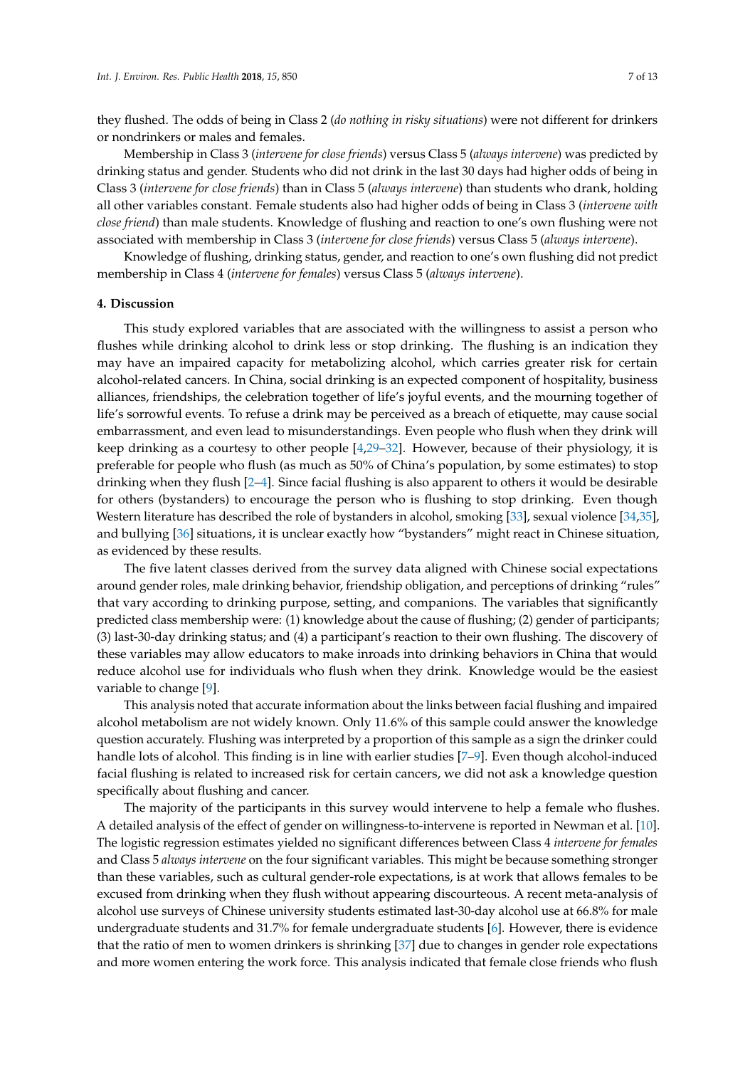they flushed. The odds of being in Class 2 (*do nothing in risky situations*) were not different for drinkers or nondrinkers or males and females.

Membership in Class 3 (*intervene for close friends*) versus Class 5 (*always intervene*) was predicted by drinking status and gender. Students who did not drink in the last 30 days had higher odds of being in Class 3 (*intervene for close friends*) than in Class 5 (*always intervene*) than students who drank, holding all other variables constant. Female students also had higher odds of being in Class 3 (*intervene with close friend*) than male students. Knowledge of flushing and reaction to one's own flushing were not associated with membership in Class 3 (*intervene for close friends*) versus Class 5 (*always intervene*).

Knowledge of flushing, drinking status, gender, and reaction to one's own flushing did not predict membership in Class 4 (*intervene for females*) versus Class 5 (*always intervene*).

## 4. Discussion

This study explored variables that are associated with the willingness to assist a person who flushes while drinking alcohol to drink less or stop drinking. The flushing is an indication they may have an impaired capacity for metabolizing alcohol, which carries greater risk for certain alcohol-related cancers. In China, social drinking is an expected component of hospitality, business alliances, friendships, the celebration together of life's joyful events, and the mourning together of life's sorrowful events. To refuse a drink may be perceived as a breach of etiquette, may cause social embarrassment, and even lead to misunderstandings. Even people who flush when they drink will keep drinking as a courtesy to other people [4,29–32]. However, because of their physiology, it is preferable for people who flush (as much as 50% of China's population, by some estimates) to stop drinking when they flush [2–4]. Since facial flushing is also apparent to others it would be desirable for others (bystanders) to encourage the person who is flushing to stop drinking. Even though Western literature has described the role of bystanders in alcohol, smoking [33], sexual violence [34,35], and bullying [36] situations, it is unclear exactly how "bystanders" might react in Chinese situation, as evidenced by these results.

The five latent classes derived from the survey data aligned with Chinese social expectations around gender roles, male drinking behavior, friendship obligation, and perceptions of drinking "rules" that vary according to drinking purpose, setting, and companions. The variables that significantly predicted class membership were: (1) knowledge about the cause of flushing; (2) gender of participants; (3) last-30-day drinking status; and (4) a participant's reaction to their own flushing. The discovery of these variables may allow educators to make inroads into drinking behaviors in China that would reduce alcohol use for individuals who flush when they drink. Knowledge would be the easiest variable to change [9].

This analysis noted that accurate information about the links between facial flushing and impaired alcohol metabolism are not widely known. Only 11.6% of this sample could answer the knowledge question accurately. Flushing was interpreted by a proportion of this sample as a sign the drinker could handle lots of alcohol. This finding is in line with earlier studies [7–9]. Even though alcohol-induced facial flushing is related to increased risk for certain cancers, we did not ask a knowledge question specifically about flushing and cancer.

The majority of the participants in this survey would intervene to help a female who flushes. A detailed analysis of the effect of gender on willingness-to-intervene is reported in Newman et al. [10]. The logistic regression estimates yielded no significant differences between Class 4 *intervene for females* and Class 5 *always intervene* on the four significant variables. This might be because something stronger than these variables, such as cultural gender-role expectations, is at work that allows females to be excused from drinking when they flush without appearing discourteous. A recent meta-analysis of alcohol use surveys of Chinese university students estimated last-30-day alcohol use at 66.8% for male undergraduate students and 31.7% for female undergraduate students [6]. However, there is evidence that the ratio of men to women drinkers is shrinking [37] due to changes in gender role expectations and more women entering the work force. This analysis indicated that female close friends who flush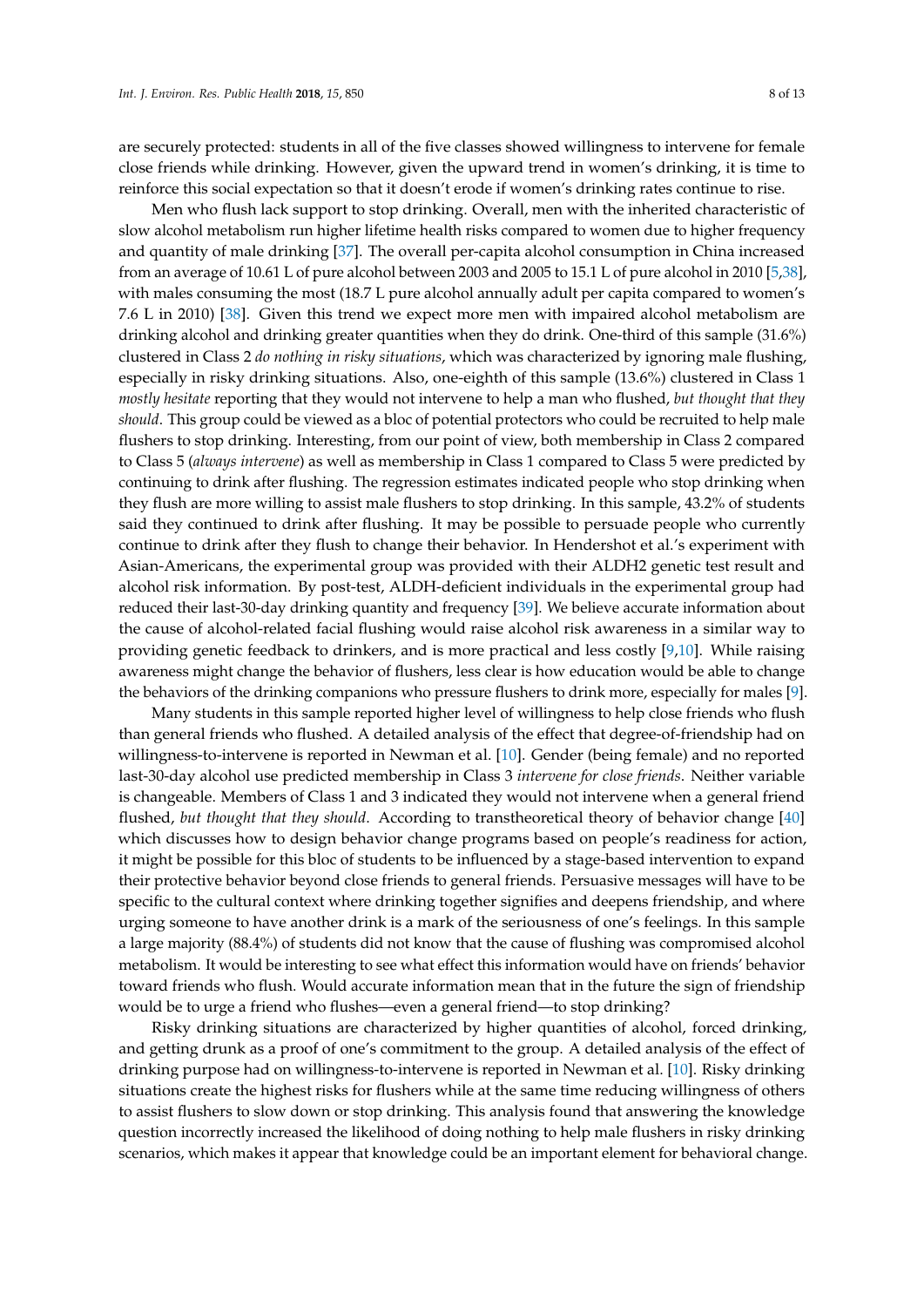are securely protected: students in all of the five classes showed willingness to intervene for female close friends while drinking. However, given the upward trend in women's drinking, it is time to reinforce this social expectation so that it doesn't erode if women's drinking rates continue to rise.

Men who flush lack support to stop drinking. Overall, men with the inherited characteristic of slow alcohol metabolism run higher lifetime health risks compared to women due to higher frequency and quantity of male drinking [37]. The overall per-capita alcohol consumption in China increased from an average of 10.61 L of pure alcohol between 2003 and 2005 to 15.1 L of pure alcohol in 2010 [5,38], with males consuming the most (18.7 L pure alcohol annually adult per capita compared to women's 7.6 L in 2010) [38]. Given this trend we expect more men with impaired alcohol metabolism are drinking alcohol and drinking greater quantities when they do drink. One-third of this sample (31.6%) clustered in Class 2 *do nothing in risky situations*, which was characterized by ignoring male flushing, especially in risky drinking situations. Also, one-eighth of this sample (13.6%) clustered in Class 1 *mostly hesitate* reporting that they would not intervene to help a man who flushed, *but thought that they should*. This group could be viewed as a bloc of potential protectors who could be recruited to help male flushers to stop drinking. Interesting, from our point of view, both membership in Class 2 compared to Class 5 (*always intervene*) as well as membership in Class 1 compared to Class 5 were predicted by continuing to drink after flushing. The regression estimates indicated people who stop drinking when they flush are more willing to assist male flushers to stop drinking. In this sample, 43.2% of students said they continued to drink after flushing. It may be possible to persuade people who currently continue to drink after they flush to change their behavior. In Hendershot et al.'s experiment with Asian-Americans, the experimental group was provided with their ALDH2 genetic test result and alcohol risk information. By post-test, ALDH-deficient individuals in the experimental group had reduced their last-30-day drinking quantity and frequency [39]. We believe accurate information about the cause of alcohol-related facial flushing would raise alcohol risk awareness in a similar way to providing genetic feedback to drinkers, and is more practical and less costly [9,10]. While raising awareness might change the behavior of flushers, less clear is how education would be able to change the behaviors of the drinking companions who pressure flushers to drink more, especially for males [9].

Many students in this sample reported higher level of willingness to help close friends who flush than general friends who flushed. A detailed analysis of the effect that degree-of-friendship had on willingness-to-intervene is reported in Newman et al. [10]. Gender (being female) and no reported last-30-day alcohol use predicted membership in Class 3 *intervene for close friends*. Neither variable is changeable. Members of Class 1 and 3 indicated they would not intervene when a general friend flushed, *but thought that they should*. According to transtheoretical theory of behavior change [40] which discusses how to design behavior change programs based on people's readiness for action, it might be possible for this bloc of students to be influenced by a stage-based intervention to expand their protective behavior beyond close friends to general friends. Persuasive messages will have to be specific to the cultural context where drinking together signifies and deepens friendship, and where urging someone to have another drink is a mark of the seriousness of one's feelings. In this sample a large majority (88.4%) of students did not know that the cause of flushing was compromised alcohol metabolism. It would be interesting to see what effect this information would have on friends' behavior toward friends who flush. Would accurate information mean that in the future the sign of friendship would be to urge a friend who flushes—even a general friend—to stop drinking?

Risky drinking situations are characterized by higher quantities of alcohol, forced drinking, and getting drunk as a proof of one's commitment to the group. A detailed analysis of the effect of drinking purpose had on willingness-to-intervene is reported in Newman et al. [10]. Risky drinking situations create the highest risks for flushers while at the same time reducing willingness of others to assist flushers to slow down or stop drinking. This analysis found that answering the knowledge question incorrectly increased the likelihood of doing nothing to help male flushers in risky drinking scenarios, which makes it appear that knowledge could be an important element for behavioral change.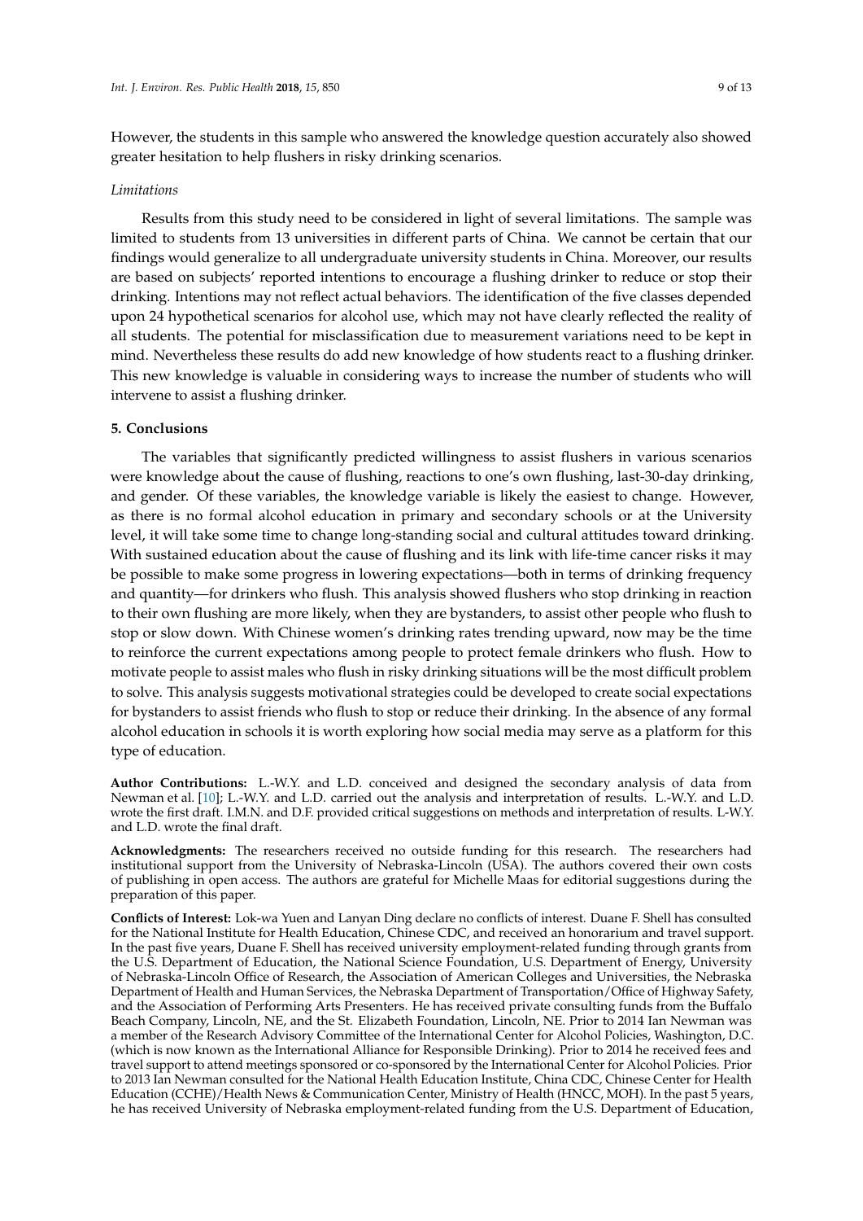However, the students in this sample who answered the knowledge question accurately also showed greater hesitation to help flushers in risky drinking scenarios.

*Limitations*

Results from this study need to be considered in light of several limitations. The sample was limited to students from 13 universities in different parts of China. We cannot be certain that our findings would generalize to all undergraduate university students in China. Moreover, our results are based on subjects' reported intentions to encourage a flushing drinker to reduce or stop their drinking. Intentions may not reflect actual behaviors. The identification of the five classes depended upon 24 hypothetical scenarios for alcohol use, which may not have clearly reflected the reality of all students. The potential for misclassification due to measurement variations need to be kept in mind. Nevertheless these results do add new knowledge of how students react to a flushing drinker. This new knowledge is valuable in considering ways to increase the number of students who will intervene to assist a flushing drinker.

## 5. Conclusions

The variables that significantly predicted willingness to assist flushers in various scenarios were knowledge about the cause of flushing, reactions to one's own flushing, last-30-day drinking, and gender. Of these variables, the knowledge variable is likely the easiest to change. However, as there is no formal alcohol education in primary and secondary schools or at the University level, it will take some time to change long-standing social and cultural attitudes toward drinking. With sustained education about the cause of flushing and its link with life-time cancer risks it may be possible to make some progress in lowering expectations—both in terms of drinking frequency and quantity—for drinkers who flush. This analysis showed flushers who stop drinking in reaction to their own flushing are more likely, when they are bystanders, to assist other people who flush to stop or slow down. With Chinese women's drinking rates trending upward, now may be the time to reinforce the current expectations among people to protect female drinkers who flush. How to motivate people to assist males who flush in risky drinking situations will be the most difficult problem to solve. This analysis suggests motivational strategies could be developed to create social expectations for bystanders to assist friends who flush to stop or reduce their drinking. In the absence of any formal alcohol education in schools it is worth exploring how social media may serve as a platform for this type of education.

**Author Contributions:** L.-W.Y. and L.D. conceived and designed the secondary analysis of data from Newman et al. [10]; L.-W.Y. and L.D. carried out the analysis and interpretation of results. L.-W.Y. and L.D. wrote the first draft. I.M.N. and D.F. provided critical suggestions on methods and interpretation of results. L-W.Y. and L.D. wrote the final draft.

**Acknowledgments:** The researchers received no outside funding for this research. The researchers had institutional support from the University of Nebraska-Lincoln (USA). The authors covered their own costs of publishing in open access. The authors are grateful for Michelle Maas for editorial suggestions during the preparation of this paper.

**Conflicts of Interest:** Lok-wa Yuen and Lanyan Ding declare no conflicts of interest. Duane F. Shell has consulted for the National Institute for Health Education, Chinese CDC, and received an honorarium and travel support. In the past five years, Duane F. Shell has received university employment-related funding through grants from the U.S. Department of Education, the National Science Foundation, U.S. Department of Energy, University of Nebraska-Lincoln Office of Research, the Association of American Colleges and Universities, the Nebraska Department of Health and Human Services, the Nebraska Department of Transportation/Office of Highway Safety, and the Association of Performing Arts Presenters. He has received private consulting funds from the Buffalo Beach Company, Lincoln, NE, and the St. Elizabeth Foundation, Lincoln, NE. Prior to 2014 Ian Newman was a member of the Research Advisory Committee of the International Center for Alcohol Policies, Washington, D.C. (which is now known as the International Alliance for Responsible Drinking). Prior to 2014 he received fees and travel support to attend meetings sponsored or co-sponsored by the International Center for Alcohol Policies. Prior to 2013 Ian Newman consulted for the National Health Education Institute, China CDC, Chinese Center for Health Education (CCHE)/Health News & Communication Center, Ministry of Health (HNCC, MOH). In the past 5 years, he has received University of Nebraska employment-related funding from the U.S. Department of Education,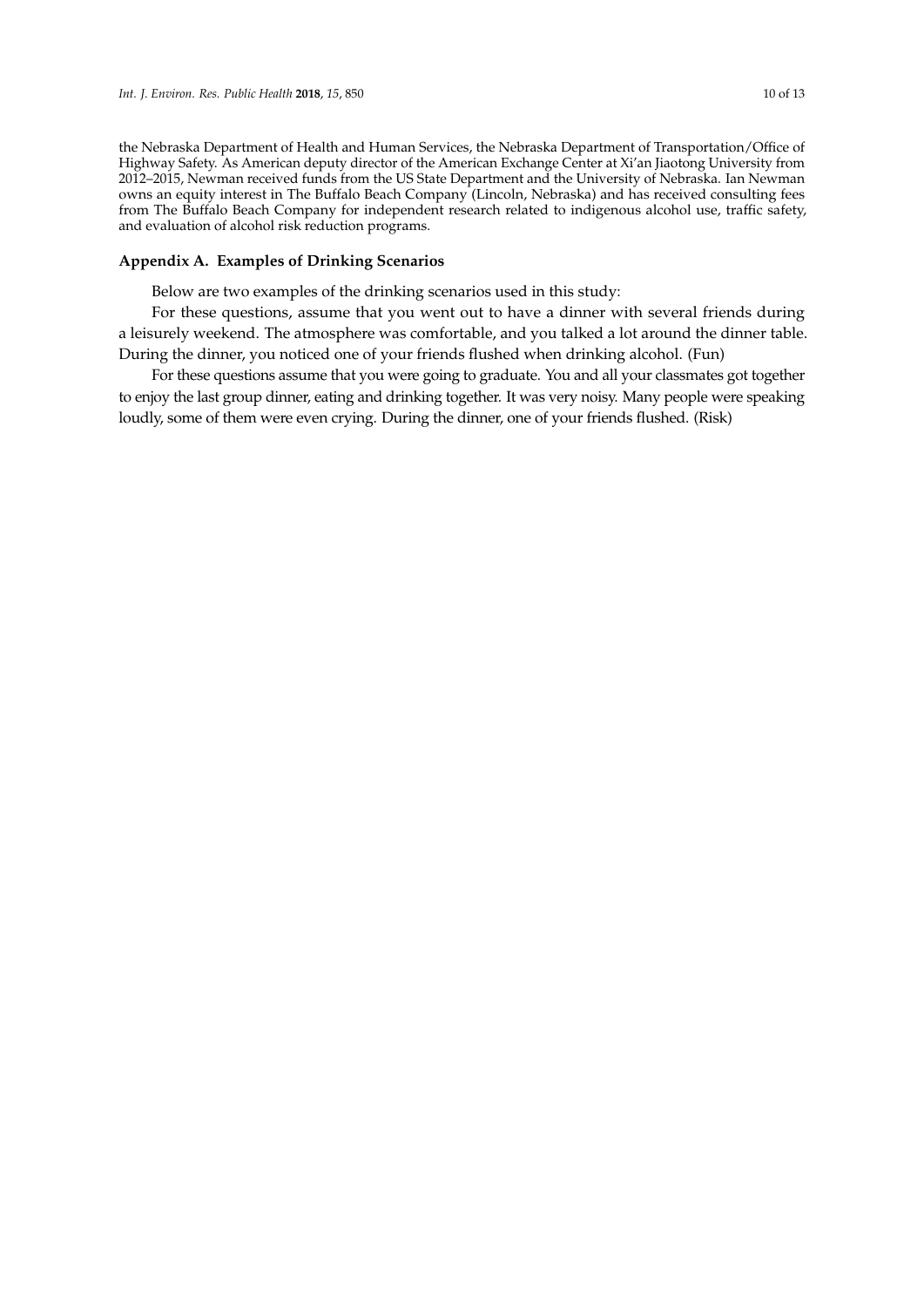the Nebraska Department of Health and Human Services, the Nebraska Department of Transportation/Office of Highway Safety. As American deputy director of the American Exchange Center at Xi'an Jiaotong University from 2012–2015, Newman received funds from the US State Department and the University of Nebraska. Ian Newman owns an equity interest in The Buffalo Beach Company (Lincoln, Nebraska) and has received consulting fees from The Buffalo Beach Company for independent research related to indigenous alcohol use, traffic safety, and evaluation of alcohol risk reduction programs.

## Appendix A. Examples of Drinking Scenarios

Below are two examples of the drinking scenarios used in this study:

For these questions, assume that you went out to have a dinner with several friends during a leisurely weekend. The atmosphere was comfortable, and you talked a lot around the dinner table. During the dinner, you noticed one of your friends flushed when drinking alcohol. (Fun)

For these questions assume that you were going to graduate. You and all your classmates got together to enjoy the last group dinner, eating and drinking together. It was very noisy. Many people were speaking loudly, some of them were even crying. During the dinner, one of your friends flushed. (Risk)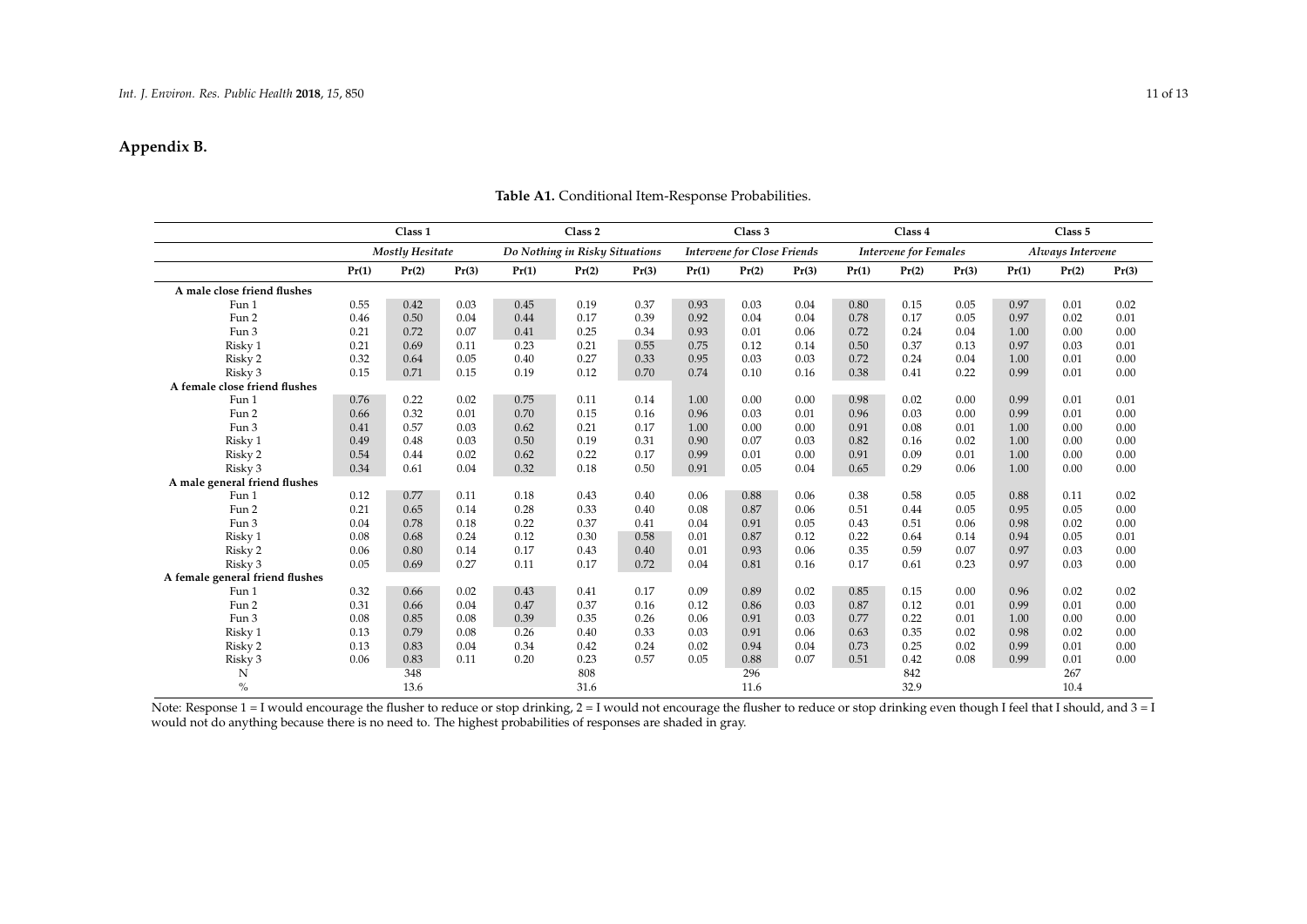## Appendix B.

**Table A1.** Conditional Item-Response Probabilities.

| | Class 1 | | | Class 2 | | | Class 3 | | | Class 4 | | | Class 5 | | |
|---|---|---|---|---|---|---|---|---|---|---|---|---|---|---|---|
| | *Mostly Hesitate* | | | *Do Nothing in Risky Situations* | | | *Intervene for Close Friends* | | | *Intervene for Females* | | | *Always Intervene* | | |
| | **Pr(1)** | **Pr(2)** | **Pr(3)** | **Pr(1)** | **Pr(2)** | **Pr(3)** | **Pr(1)** | **Pr(2)** | **Pr(3)** | **Pr(1)** | **Pr(2)** | **Pr(3)** | **Pr(1)** | **Pr(2)** | **Pr(3)** |
| **A male close friend flushes** | | | | | | | | | | | | | | | |
| Fun 1 | 0.55 | 0.42 | 0.03 | 0.45 | 0.19 | 0.37 | 0.93 | 0.03 | 0.04 | 0.80 | 0.15 | 0.05 | 0.97 | 0.01 | 0.02 |
| Fun 2 | 0.46 | 0.50 | 0.04 | 0.44 | 0.17 | 0.39 | 0.92 | 0.04 | 0.04 | 0.78 | 0.17 | 0.05 | 0.97 | 0.02 | 0.01 |
| Fun 3 | 0.21 | 0.72 | 0.07 | 0.41 | 0.25 | 0.34 | 0.93 | 0.01 | 0.06 | 0.72 | 0.24 | 0.04 | 1.00 | 0.00 | 0.00 |
| Risky 1 | 0.21 | 0.69 | 0.11 | 0.23 | 0.21 | 0.55 | 0.75 | 0.12 | 0.14 | 0.50 | 0.37 | 0.13 | 0.97 | 0.03 | 0.01 |
| Risky 2 | 0.32 | 0.64 | 0.05 | 0.40 | 0.27 | 0.33 | 0.95 | 0.03 | 0.03 | 0.72 | 0.24 | 0.04 | 1.00 | 0.01 | 0.00 |
| Risky 3 | 0.15 | 0.71 | 0.15 | 0.19 | 0.12 | 0.70 | 0.74 | 0.10 | 0.16 | 0.38 | 0.41 | 0.22 | 0.99 | 0.01 | 0.00 |
| **A female close friend flushes** | | | | | | | | | | | | | | | |
| Fun 1 | 0.76 | 0.22 | 0.02 | 0.75 | 0.11 | 0.14 | 1.00 | 0.00 | 0.00 | 0.98 | 0.02 | 0.00 | 0.99 | 0.01 | 0.01 |
| Fun 2 | 0.66 | 0.32 | 0.01 | 0.70 | 0.15 | 0.16 | 0.96 | 0.03 | 0.01 | 0.96 | 0.03 | 0.00 | 0.99 | 0.01 | 0.00 |
| Fun 3 | 0.41 | 0.57 | 0.03 | 0.62 | 0.21 | 0.17 | 1.00 | 0.00 | 0.00 | 0.91 | 0.08 | 0.01 | 1.00 | 0.00 | 0.00 |
| Risky 1 | 0.49 | 0.48 | 0.03 | 0.50 | 0.19 | 0.31 | 0.90 | 0.07 | 0.03 | 0.82 | 0.16 | 0.02 | 1.00 | 0.00 | 0.00 |
| Risky 2 | 0.54 | 0.44 | 0.02 | 0.62 | 0.22 | 0.17 | 0.99 | 0.01 | 0.00 | 0.91 | 0.09 | 0.01 | 1.00 | 0.00 | 0.00 |
| Risky 3 | 0.34 | 0.61 | 0.04 | 0.32 | 0.18 | 0.50 | 0.91 | 0.05 | 0.04 | 0.65 | 0.29 | 0.06 | 1.00 | 0.00 | 0.00 |
| **A male general friend flushes** | | | | | | | | | | | | | | | |
| Fun 1 | 0.12 | 0.77 | 0.11 | 0.18 | 0.43 | 0.40 | 0.06 | 0.88 | 0.06 | 0.38 | 0.58 | 0.05 | 0.88 | 0.11 | 0.02 |
| Fun 2 | 0.21 | 0.65 | 0.14 | 0.28 | 0.33 | 0.40 | 0.08 | 0.87 | 0.06 | 0.51 | 0.44 | 0.05 | 0.95 | 0.05 | 0.00 |
| Fun 3 | 0.04 | 0.78 | 0.18 | 0.22 | 0.37 | 0.41 | 0.04 | 0.91 | 0.05 | 0.43 | 0.51 | 0.06 | 0.98 | 0.02 | 0.00 |
| Risky 1 | 0.08 | 0.68 | 0.24 | 0.12 | 0.30 | 0.58 | 0.01 | 0.87 | 0.12 | 0.22 | 0.64 | 0.14 | 0.94 | 0.05 | 0.01 |
| Risky 2 | 0.06 | 0.80 | 0.14 | 0.17 | 0.43 | 0.40 | 0.01 | 0.93 | 0.06 | 0.35 | 0.59 | 0.07 | 0.97 | 0.03 | 0.00 |
| Risky 3 | 0.05 | 0.69 | 0.27 | 0.11 | 0.17 | 0.72 | 0.04 | 0.81 | 0.16 | 0.17 | 0.61 | 0.23 | 0.97 | 0.03 | 0.00 |
| **A female general friend flushes** | | | | | | | | | | | | | | | |
| Fun 1 | 0.32 | 0.66 | 0.02 | 0.43 | 0.41 | 0.17 | 0.09 | 0.89 | 0.02 | 0.85 | 0.15 | 0.00 | 0.96 | 0.02 | 0.02 |
| Fun 2 | 0.31 | 0.66 | 0.04 | 0.47 | 0.37 | 0.16 | 0.12 | 0.86 | 0.03 | 0.87 | 0.12 | 0.01 | 0.99 | 0.01 | 0.00 |
| Fun 3 | 0.08 | 0.85 | 0.08 | 0.39 | 0.35 | 0.26 | 0.06 | 0.91 | 0.03 | 0.77 | 0.22 | 0.01 | 1.00 | 0.00 | 0.00 |
| Risky 1 | 0.13 | 0.79 | 0.08 | 0.26 | 0.40 | 0.33 | 0.03 | 0.91 | 0.06 | 0.63 | 0.35 | 0.02 | 0.98 | 0.02 | 0.00 |
| Risky 2 | 0.13 | 0.83 | 0.04 | 0.34 | 0.42 | 0.24 | 0.02 | 0.94 | 0.04 | 0.73 | 0.25 | 0.02 | 0.99 | 0.01 | 0.00 |
| Risky 3 | 0.06 | 0.83 | 0.11 | 0.20 | 0.23 | 0.57 | 0.05 | 0.88 | 0.07 | 0.51 | 0.42 | 0.08 | 0.99 | 0.01 | 0.00 |
| N | | 348 | | | 808 | | | 296 | | | 842 | | | 267 | |
| % | | 13.6 | | | 31.6 | | | 11.6 | | | 32.9 | | | 10.4 | |

Note: Response 1 = I would encourage the flusher to reduce or stop drinking, 2 = I would not encourage the flusher to reduce or stop drinking even though I feel that I should, and 3 = I would not do anything because there is no need to. The highest probabilities of responses are shaded in gray.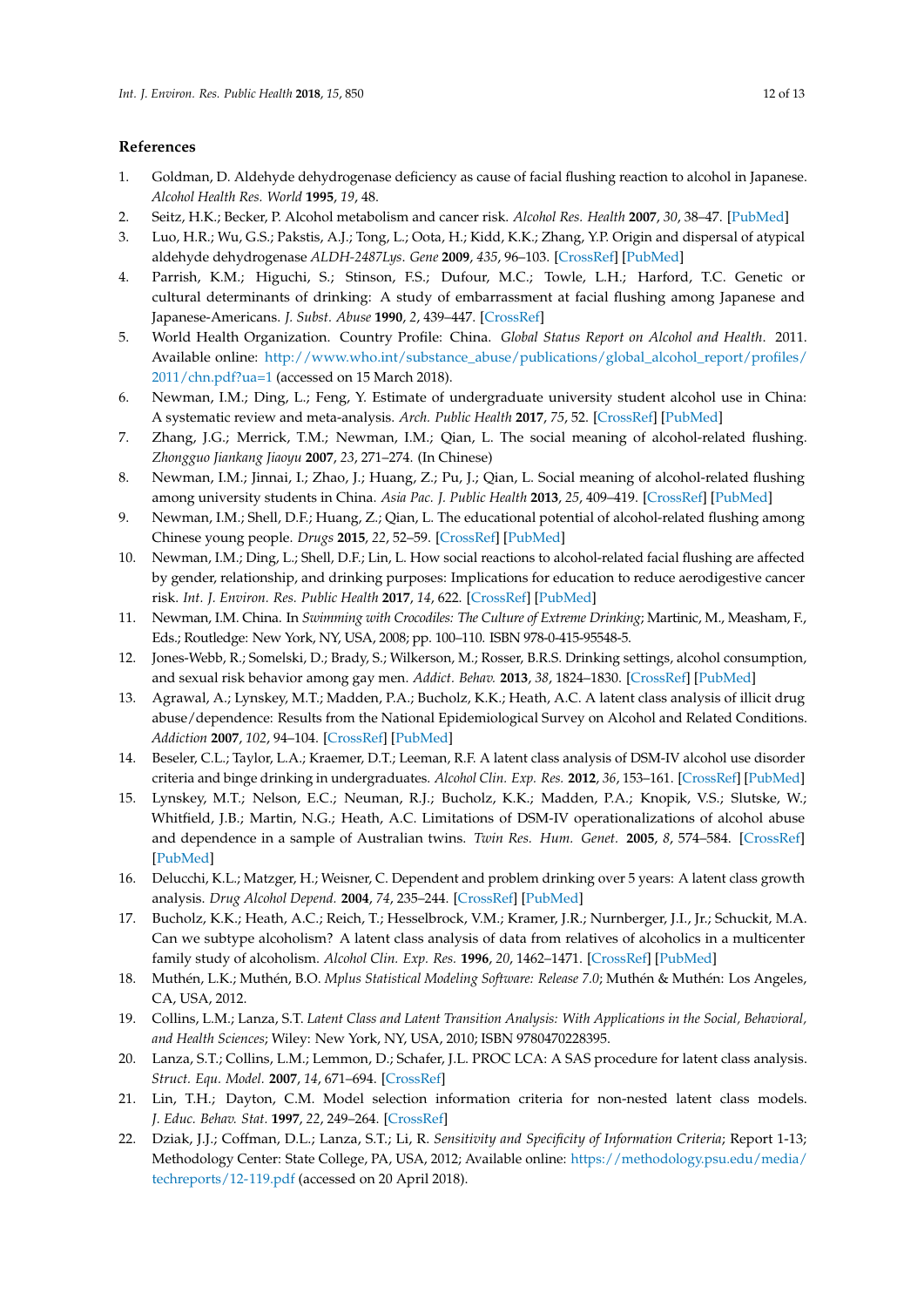## References

1. Goldman, D. Aldehyde dehydrogenase deficiency as cause of facial flushing reaction to alcohol in Japanese. *Alcohol Health Res. World* **1995**, *19*, 48.
2. Seitz, H.K.; Becker, P. Alcohol metabolism and cancer risk. *Alcohol Res. Health* **2007**, *30*, 38–47. [PubMed]
3. Luo, H.R.; Wu, G.S.; Pakstis, A.J.; Tong, L.; Oota, H.; Kidd, K.K.; Zhang, Y.P. Origin and dispersal of atypical aldehyde dehydrogenase *ALDH-2487Lys*. *Gene* **2009**, *435*, 96–103. [CrossRef] [PubMed]
4. Parrish, K.M.; Higuchi, S.; Stinson, F.S.; Dufour, M.C.; Towle, L.H.; Harford, T.C. Genetic or cultural determinants of drinking: A study of embarrassment at facial flushing among Japanese and Japanese-Americans. *J. Subst. Abuse* **1990**, *2*, 439–447. [CrossRef]
5. World Health Organization. Country Profile: China. *Global Status Report on Alcohol and Health*. 2011. Available online: http://www.who.int/substance_abuse/publications/global_alcohol_report/profiles/2011/chn.pdf?ua=1 (accessed on 15 March 2018).
6. Newman, I.M.; Ding, L.; Feng, Y. Estimate of undergraduate university student alcohol use in China: A systematic review and meta-analysis. *Arch. Public Health* **2017**, *75*, 52. [CrossRef] [PubMed]
7. Zhang, J.G.; Merrick, T.M.; Newman, I.M.; Qian, L. The social meaning of alcohol-related flushing. *Zhongguo Jiankang Jiaoyu* **2007**, *23*, 271–274. (In Chinese)
8. Newman, I.M.; Jinnai, I.; Zhao, J.; Huang, Z.; Pu, J.; Qian, L. Social meaning of alcohol-related flushing among university students in China. *Asia Pac. J. Public Health* **2013**, *25*, 409–419. [CrossRef] [PubMed]
9. Newman, I.M.; Shell, D.F.; Huang, Z.; Qian, L. The educational potential of alcohol-related flushing among Chinese young people. *Drugs* **2015**, *22*, 52–59. [CrossRef] [PubMed]
10. Newman, I.M.; Ding, L.; Shell, D.F.; Lin, L. How social reactions to alcohol-related facial flushing are affected by gender, relationship, and drinking purposes: Implications for education to reduce aerodigestive cancer risk. *Int. J. Environ. Res. Public Health* **2017**, *14*, 622. [CrossRef] [PubMed]
11. Newman, I.M. China. In *Swimming with Crocodiles: The Culture of Extreme Drinking*; Martinic, M., Measham, F., Eds.; Routledge: New York, NY, USA, 2008; pp. 100–110. ISBN 978-0-415-95548-5.
12. Jones-Webb, R.; Somelski, D.; Brady, S.; Wilkerson, M.; Rosser, B.R.S. Drinking settings, alcohol consumption, and sexual risk behavior among gay men. *Addict. Behav.* **2013**, *38*, 1824–1830. [CrossRef] [PubMed]
13. Agrawal, A.; Lynskey, M.T.; Madden, P.A.; Bucholz, K.K.; Heath, A.C. A latent class analysis of illicit drug abuse/dependence: Results from the National Epidemiological Survey on Alcohol and Related Conditions. *Addiction* **2007**, *102*, 94–104. [CrossRef] [PubMed]
14. Beseler, C.L.; Taylor, L.A.; Kraemer, D.T.; Leeman, R.F. A latent class analysis of DSM-IV alcohol use disorder criteria and binge drinking in undergraduates. *Alcohol Clin. Exp. Res.* **2012**, *36*, 153–161. [CrossRef] [PubMed]
15. Lynskey, M.T.; Nelson, E.C.; Neuman, R.J.; Bucholz, K.K.; Madden, P.A.; Knopik, V.S.; Slutske, W.; Whitfield, J.B.; Martin, N.G.; Heath, A.C. Limitations of DSM-IV operationalizations of alcohol abuse and dependence in a sample of Australian twins. *Twin Res. Hum. Genet.* **2005**, *8*, 574–584. [CrossRef] [PubMed]
16. Delucchi, K.L.; Matzger, H.; Weisner, C. Dependent and problem drinking over 5 years: A latent class growth analysis. *Drug Alcohol Depend.* **2004**, *74*, 235–244. [CrossRef] [PubMed]
17. Bucholz, K.K.; Heath, A.C.; Reich, T.; Hesselbrock, V.M.; Kramer, J.R.; Nurnberger, J.I., Jr.; Schuckit, M.A. Can we subtype alcoholism? A latent class analysis of data from relatives of alcoholics in a multicenter family study of alcoholism. *Alcohol Clin. Exp. Res.* **1996**, *20*, 1462–1471. [CrossRef] [PubMed]
18. Muthén, L.K.; Muthén, B.O. *Mplus Statistical Modeling Software: Release 7.0*; Muthén & Muthén: Los Angeles, CA, USA, 2012.
19. Collins, L.M.; Lanza, S.T. *Latent Class and Latent Transition Analysis: With Applications in the Social, Behavioral, and Health Sciences*; Wiley: New York, NY, USA, 2010; ISBN 9780470228395.
20. Lanza, S.T.; Collins, L.M.; Lemmon, D.; Schafer, J.L. PROC LCA: A SAS procedure for latent class analysis. *Struct. Equ. Model.* **2007**, *14*, 671–694. [CrossRef]
21. Lin, T.H.; Dayton, C.M. Model selection information criteria for non-nested latent class models. *J. Educ. Behav. Stat.* **1997**, *22*, 249–264. [CrossRef]
22. Dziak, J.J.; Coffman, D.L.; Lanza, S.T.; Li, R. *Sensitivity and Specificity of Information Criteria*; Report 1-13; Methodology Center: State College, PA, USA, 2012; Available online: https://methodology.psu.edu/media/techreports/12-119.pdf (accessed on 20 April 2018).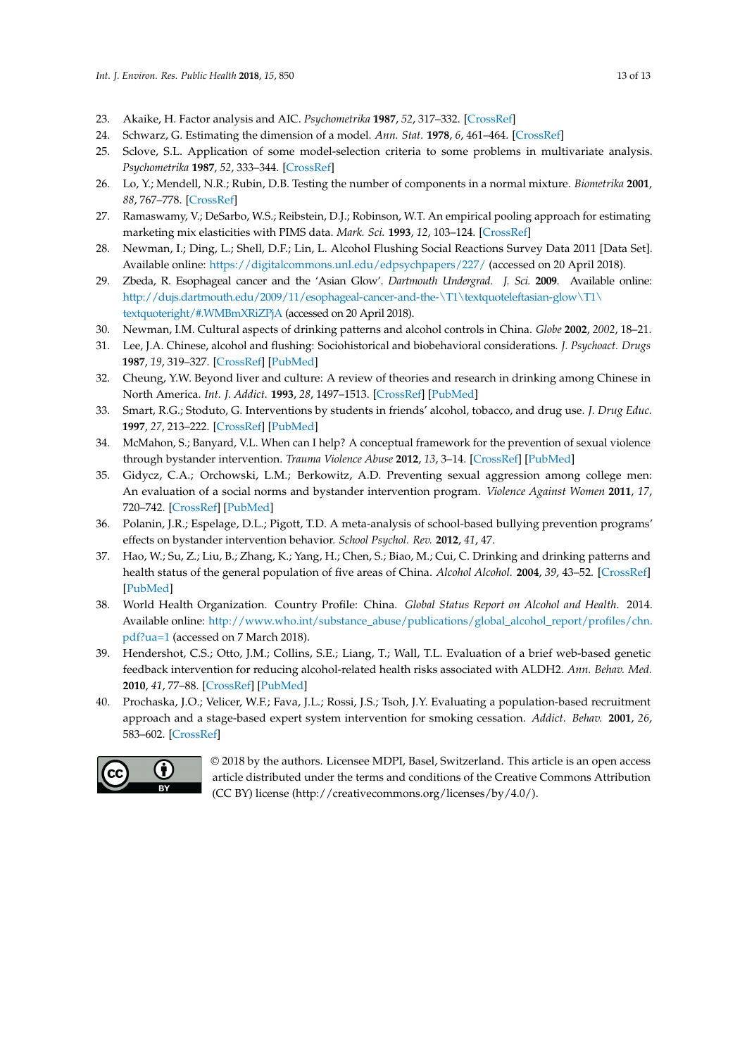23. Akaike, H. Factor analysis and AIC. *Psychometrika* **1987**, *52*, 317–332. [CrossRef]
24. Schwarz, G. Estimating the dimension of a model. *Ann. Stat.* **1978**, *6*, 461–464. [CrossRef]
25. Sclove, S.L. Application of some model-selection criteria to some problems in multivariate analysis. *Psychometrika* **1987**, *52*, 333–344. [CrossRef]
26. Lo, Y.; Mendell, N.R.; Rubin, D.B. Testing the number of components in a normal mixture. *Biometrika* **2001**, *88*, 767–778. [CrossRef]
27. Ramaswamy, V.; DeSarbo, W.S.; Reibstein, D.J.; Robinson, W.T. An empirical pooling approach for estimating marketing mix elasticities with PIMS data. *Mark. Sci.* **1993**, *12*, 103–124. [CrossRef]
28. Newman, I.; Ding, L.; Shell, D.F.; Lin, L. Alcohol Flushing Social Reactions Survey Data 2011 [Data Set]. Available online: https://digitalcommons.unl.edu/edpsychpapers/227/ (accessed on 20 April 2018).
29. Zbeda, R. Esophageal cancer and the 'Asian Glow'. *Dartmouth Undergrad. J. Sci.* **2009**. Available online: http://dujs.dartmouth.edu/2009/11/esophageal-cancer-and-the-\T1\textquoteleftasian-glow\T1\textquoteright/#.WMBmXRiZPjA (accessed on 20 April 2018).
30. Newman, I.M. Cultural aspects of drinking patterns and alcohol controls in China. *Globe* **2002**, *2002*, 18–21.
31. Lee, J.A. Chinese, alcohol and flushing: Sociohistorical and biobehavioral considerations. *J. Psychoact. Drugs* **1987**, *19*, 319–327. [CrossRef] [PubMed]
32. Cheung, Y.W. Beyond liver and culture: A review of theories and research in drinking among Chinese in North America. *Int. J. Addict.* **1993**, *28*, 1497–1513. [CrossRef] [PubMed]
33. Smart, R.G.; Stoduto, G. Interventions by students in friends' alcohol, tobacco, and drug use. *J. Drug Educ.* **1997**, *27*, 213–222. [CrossRef] [PubMed]
34. McMahon, S.; Banyard, V.L. When can I help? A conceptual framework for the prevention of sexual violence through bystander intervention. *Trauma Violence Abuse* **2012**, *13*, 3–14. [CrossRef] [PubMed]
35. Gidycz, C.A.; Orchowski, L.M.; Berkowitz, A.D. Preventing sexual aggression among college men: An evaluation of a social norms and bystander intervention program. *Violence Against Women* **2011**, *17*, 720–742. [CrossRef] [PubMed]
36. Polanin, J.R.; Espelage, D.L.; Pigott, T.D. A meta-analysis of school-based bullying prevention programs' effects on bystander intervention behavior. *School Psychol. Rev.* **2012**, *41*, 47.
37. Hao, W.; Su, Z.; Liu, B.; Zhang, K.; Yang, H.; Chen, S.; Biao, M.; Cui, C. Drinking and drinking patterns and health status of the general population of five areas of China. *Alcohol Alcohol.* **2004**, *39*, 43–52. [CrossRef] [PubMed]
38. World Health Organization. Country Profile: China. *Global Status Report on Alcohol and Health*. 2014. Available online: http://www.who.int/substance_abuse/publications/global_alcohol_report/profiles/chn.pdf?ua=1 (accessed on 7 March 2018).
39. Hendershot, C.S.; Otto, J.M.; Collins, S.E.; Liang, T.; Wall, T.L. Evaluation of a brief web-based genetic feedback intervention for reducing alcohol-related health risks associated with ALDH2. *Ann. Behav. Med.* **2010**, *41*, 77–88. [CrossRef] [PubMed]
40. Prochaska, J.O.; Velicer, W.F.; Fava, J.L.; Rossi, J.S.; Tsoh, J.Y. Evaluating a population-based recruitment approach and a stage-based expert system intervention for smoking cessation. *Addict. Behav.* **2001**, *26*, 583–602. [CrossRef]

© 2018 by the authors. Licensee MDPI, Basel, Switzerland. This article is an open access article distributed under the terms and conditions of the Creative Commons Attribution (CC BY) license (http://creativecommons.org/licenses/by/4.0/).